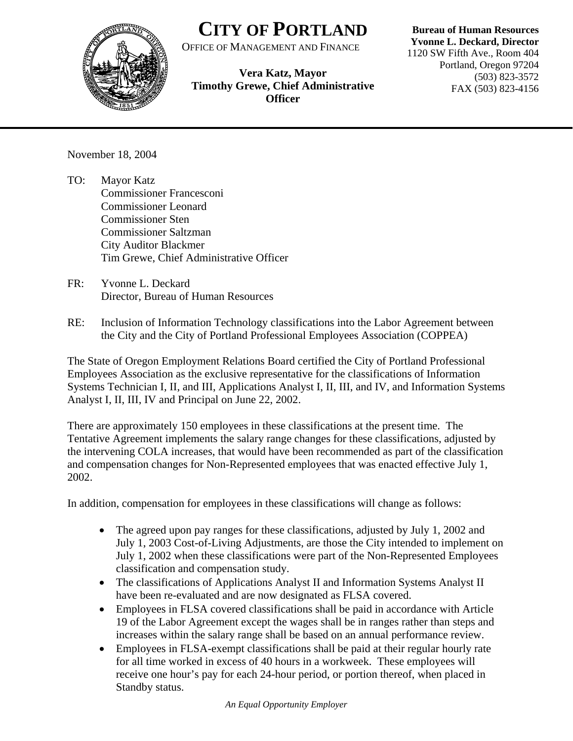# CITY OF PORTLAND

OFFICE OF MANAGEMENT AND FINANCE

**Vera Katz, Mayor**
**Timothy Grewe, Chief Administrative Officer**

**Bureau of Human Resources**
**Yvonne L. Deckard, Director**
1120 SW Fifth Ave., Room 404
Portland, Oregon 97204
(503) 823-3572
FAX (503) 823-4156

---

November 18, 2004

TO: Mayor Katz
Commissioner Francesconi
Commissioner Leonard
Commissioner Sten
Commissioner Saltzman
City Auditor Blackmer
Tim Grewe, Chief Administrative Officer

FR: Yvonne L. Deckard
Director, Bureau of Human Resources

RE: Inclusion of Information Technology classifications into the Labor Agreement between the City and the City of Portland Professional Employees Association (COPPEA)

The State of Oregon Employment Relations Board certified the City of Portland Professional Employees Association as the exclusive representative for the classifications of Information Systems Technician I, II, and III, Applications Analyst I, II, III, and IV, and Information Systems Analyst I, II, III, IV and Principal on June 22, 2002.

There are approximately 150 employees in these classifications at the present time. The Tentative Agreement implements the salary range changes for these classifications, adjusted by the intervening COLA increases, that would have been recommended as part of the classification and compensation changes for Non-Represented employees that was enacted effective July 1, 2002.

In addition, compensation for employees in these classifications will change as follows:

- The agreed upon pay ranges for these classifications, adjusted by July 1, 2002 and July 1, 2003 Cost-of-Living Adjustments, are those the City intended to implement on July 1, 2002 when these classifications were part of the Non-Represented Employees classification and compensation study.
- The classifications of Applications Analyst II and Information Systems Analyst II have been re-evaluated and are now designated as FLSA covered.
- Employees in FLSA covered classifications shall be paid in accordance with Article 19 of the Labor Agreement except the wages shall be in ranges rather than steps and increases within the salary range shall be based on an annual performance review.
- Employees in FLSA-exempt classifications shall be paid at their regular hourly rate for all time worked in excess of 40 hours in a workweek. These employees will receive one hour's pay for each 24-hour period, or portion thereof, when placed in Standby status.

*An Equal Opportunity Employer*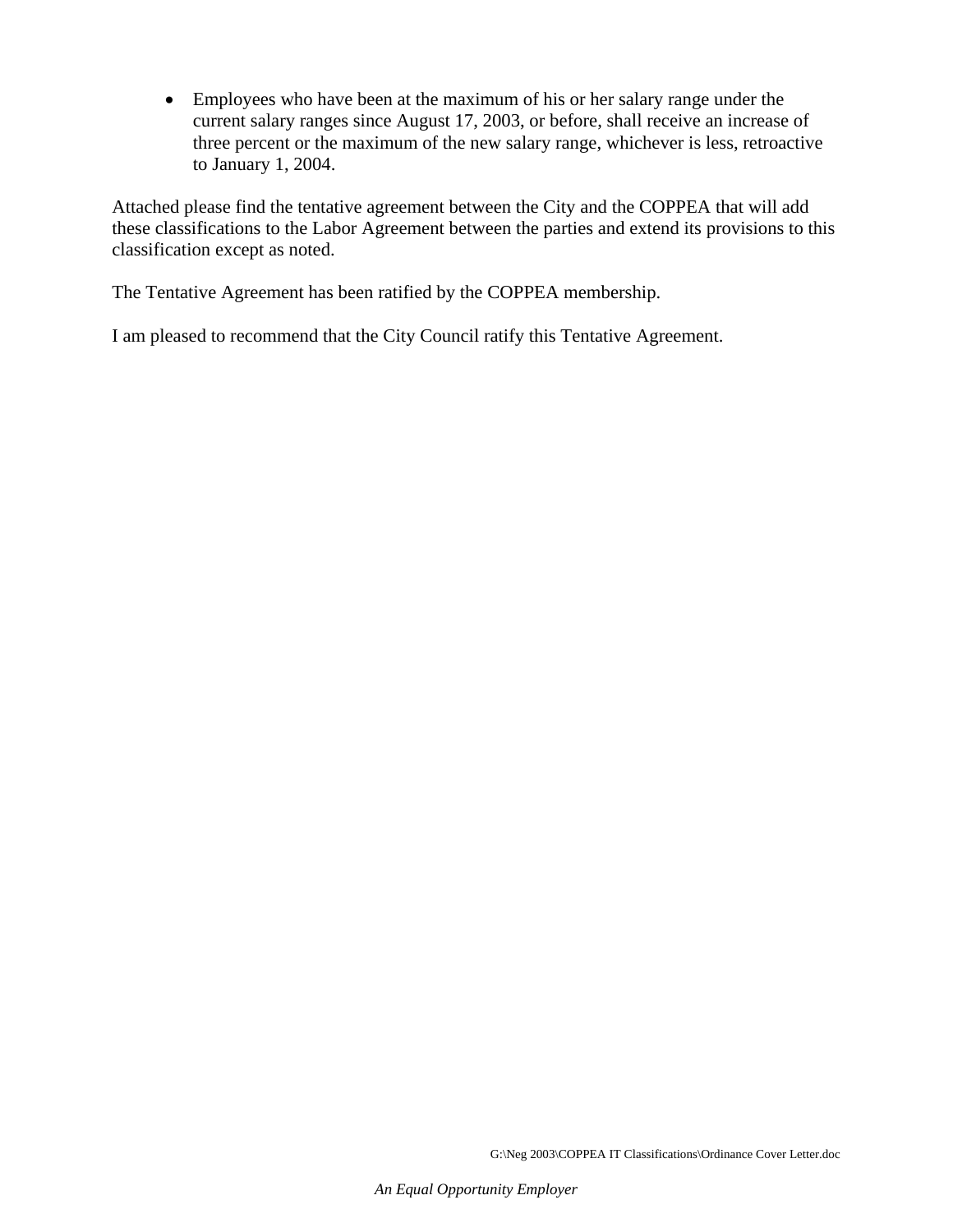- Employees who have been at the maximum of his or her salary range under the current salary ranges since August 17, 2003, or before, shall receive an increase of three percent or the maximum of the new salary range, whichever is less, retroactive to January 1, 2004.

Attached please find the tentative agreement between the City and the COPPEA that will add these classifications to the Labor Agreement between the parties and extend its provisions to this classification except as noted.

The Tentative Agreement has been ratified by the COPPEA membership.

I am pleased to recommend that the City Council ratify this Tentative Agreement.

G:\Neg 2003\COPPEA IT Classifications\Ordinance Cover Letter.doc

*An Equal Opportunity Employer*